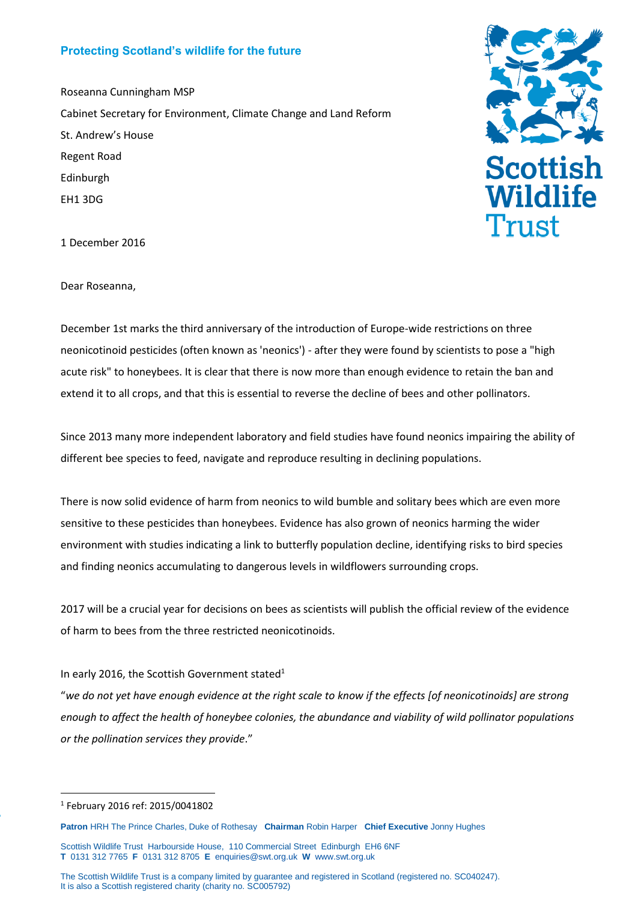**Protecting Scotland's wildlife for the future**

Roseanna Cunningham MSP
Cabinet Secretary for Environment, Climate Change and Land Reform
St. Andrew's House
Regent Road
Edinburgh
EH1 3DG

Scottish Wildlife Trust

1 December 2016

Dear Roseanna,

December 1st marks the third anniversary of the introduction of Europe-wide restrictions on three neonicotinoid pesticides (often known as 'neonics') - after they were found by scientists to pose a "high acute risk" to honeybees. It is clear that there is now more than enough evidence to retain the ban and extend it to all crops, and that this is essential to reverse the decline of bees and other pollinators.

Since 2013 many more independent laboratory and field studies have found neonics impairing the ability of different bee species to feed, navigate and reproduce resulting in declining populations.

There is now solid evidence of harm from neonics to wild bumble and solitary bees which are even more sensitive to these pesticides than honeybees. Evidence has also grown of neonics harming the wider environment with studies indicating a link to butterfly population decline, identifying risks to bird species and finding neonics accumulating to dangerous levels in wildflowers surrounding crops.

2017 will be a crucial year for decisions on bees as scientists will publish the official review of the evidence of harm to bees from the three restricted neonicotinoids.

In early 2016, the Scottish Government stated[1]

"*we do not yet have enough evidence at the right scale to know if the effects [of neonicotinoids] are strong enough to affect the health of honeybee colonies, the abundance and viability of wild pollinator populations or the pollination services they provide*."

[1] February 2016 ref: 2015/0041802

**Patron** HRH The Prince Charles, Duke of Rothesay **Chairman** Robin Harper **Chief Executive** Jonny Hughes

Scottish Wildlife Trust Harbourside House, 110 Commercial Street Edinburgh EH6 6NF
**T** 0131 312 7765 **F** 0131 312 8705 **E** enquiries@swt.org.uk **W** www.swt.org.uk

The Scottish Wildlife Trust is a company limited by guarantee and registered in Scotland (registered no. SC040247).
It is also a Scottish registered charity (charity no. SC005792)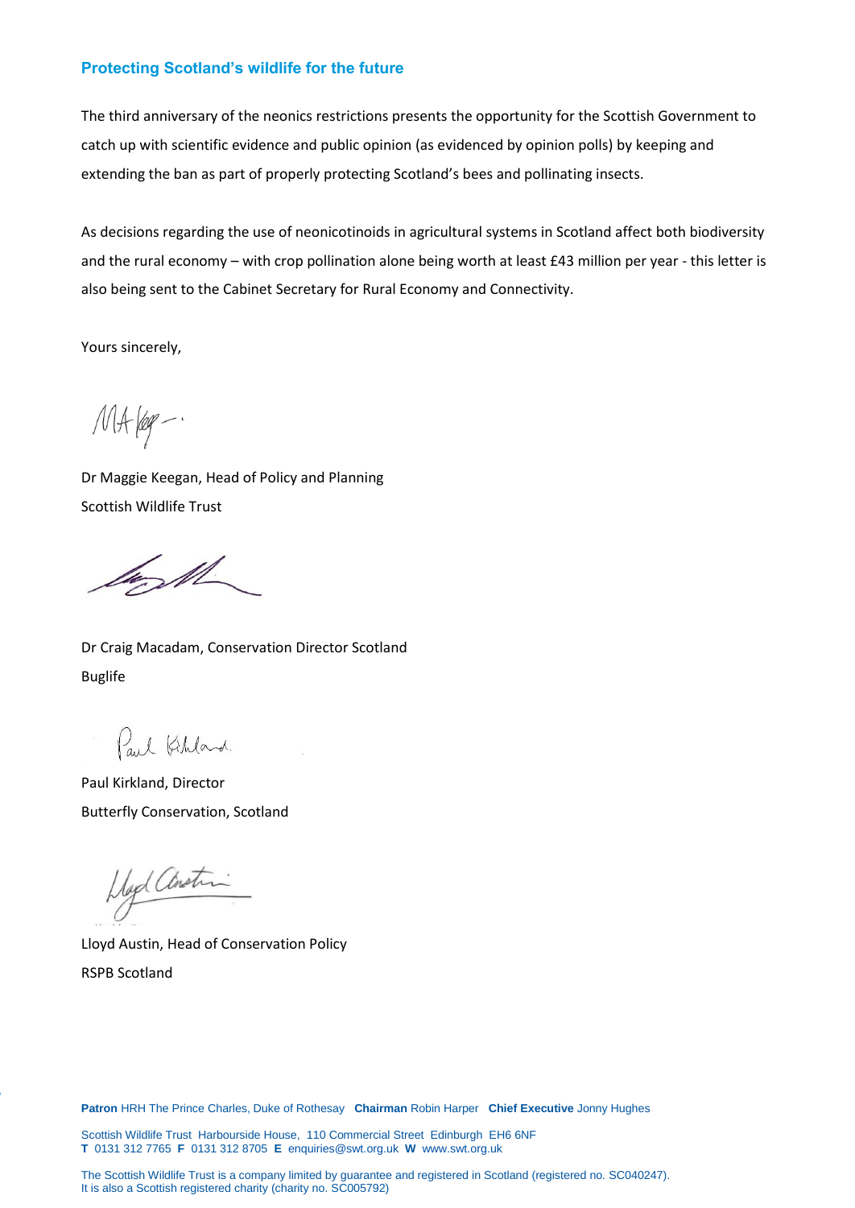### Protecting Scotland's wildlife for the future

The third anniversary of the neonics restrictions presents the opportunity for the Scottish Government to catch up with scientific evidence and public opinion (as evidenced by opinion polls) by keeping and extending the ban as part of properly protecting Scotland's bees and pollinating insects.

As decisions regarding the use of neonicotinoids in agricultural systems in Scotland affect both biodiversity and the rural economy – with crop pollination alone being worth at least £43 million per year - this letter is also being sent to the Cabinet Secretary for Rural Economy and Connectivity.

Yours sincerely,

Dr Maggie Keegan, Head of Policy and Planning
Scottish Wildlife Trust

Dr Craig Macadam, Conservation Director Scotland
Buglife

Paul Kirkland, Director
Butterfly Conservation, Scotland

Lloyd Austin, Head of Conservation Policy
RSPB Scotland

**Patron** HRH The Prince Charles, Duke of Rothesay **Chairman** Robin Harper **Chief Executive** Jonny Hughes

Scottish Wildlife Trust Harbourside House, 110 Commercial Street Edinburgh EH6 6NF
**T** 0131 312 7765 **F** 0131 312 8705 **E** enquiries@swt.org.uk **W** www.swt.org.uk

The Scottish Wildlife Trust is a company limited by guarantee and registered in Scotland (registered no. SC040247).
It is also a Scottish registered charity (charity no. SC005792)